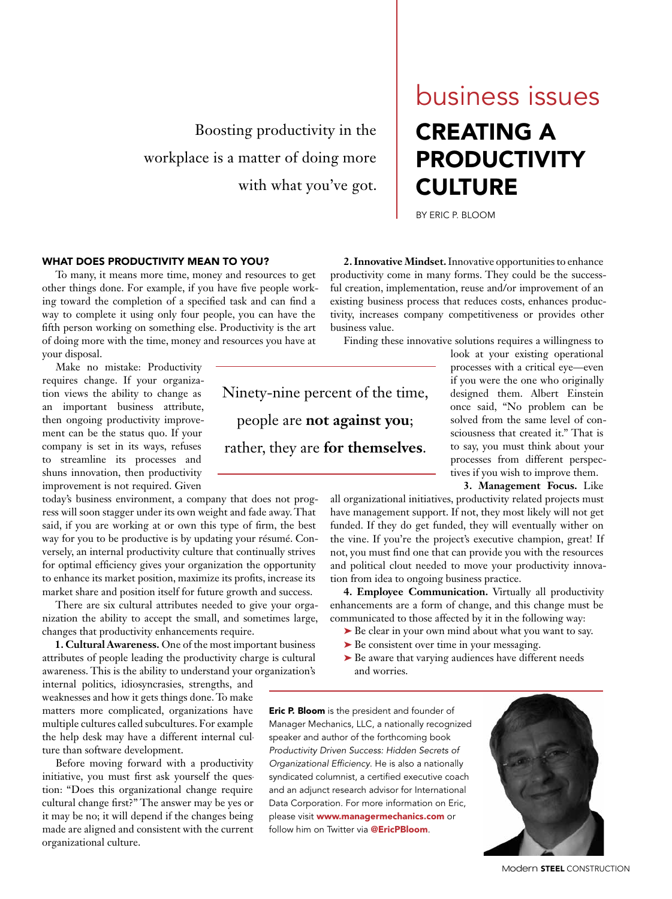# business issues

# CREATING A PRODUCTIVITY CULTURE

BY ERIC P. BLOOM

Boosting productivity in the workplace is a matter of doing more with what you've got.

## WHAT DOES PRODUCTIVITY MEAN TO YOU?

To many, it means more time, money and resources to get other things done. For example, if you have five people working toward the completion of a specified task and can find a way to complete it using only four people, you can have the fifth person working on something else. Productivity is the art of doing more with the time, money and resources you have at your disposal.

Make no mistake: Productivity requires change. If your organization views the ability to change as an important business attribute, then ongoing productivity improvement can be the status quo. If your company is set in its ways, refuses to streamline its processes and shuns innovation, then productivity improvement is not required. Given today's business environment, a company that does not progress will soon stagger under its own weight and fade away. That said, if you are working at or own this type of firm, the best way for you to be productive is by updating your résumé. Conversely, an internal productivity culture that continually strives for optimal efficiency gives your organization the opportunity to enhance its market position, maximize its profits, increase its market share and position itself for future growth and success.

There are six cultural attributes needed to give your organization the ability to accept the small, and sometimes large, changes that productivity enhancements require.

**1. Cultural Awareness.** One of the most important business attributes of people leading the productivity charge is cultural awareness. This is the ability to understand your organization's internal politics, idiosyncrasies, strengths, and weaknesses and how it gets things done. To make matters more complicated, organizations have multiple cultures called subcultures. For example the help desk may have a different internal culture than software development.

Before moving forward with a productivity initiative, you must first ask yourself the question: "Does this organizational change require cultural change first?" The answer may be yes or it may be no; it will depend if the changes being made are aligned and consistent with the current organizational culture.

**2. Innovative Mindset.** Innovative opportunities to enhance productivity come in many forms. They could be the successful creation, implementation, reuse and/or improvement of an existing business process that reduces costs, enhances productivity, increases company competitiveness or provides other business value.

Finding these innovative solutions requires a willingness to look at your existing operational processes with a critical eye—even if you were the one who originally designed them. Albert Einstein once said, "No problem can be solved from the same level of consciousness that created it." That is to say, you must think about your processes from different perspectives if you wish to improve them.

> Ninety-nine percent of the time, people are **not against you**; rather, they are **for themselves**.

**3. Management Focus.** Like all organizational initiatives, productivity related projects must have management support. If not, they most likely will not get funded. If they do get funded, they will eventually wither on the vine. If you're the project's executive champion, great! If not, you must find one that can provide you with the resources and political clout needed to move your productivity innovation from idea to ongoing business practice.

**4. Employee Communication.** Virtually all productivity enhancements are a form of change, and this change must be communicated to those affected by it in the following way:

- Be clear in your own mind about what you want to say.
- Be consistent over time in your messaging.
- Be aware that varying audiences have different needs and worries.

**Eric P. Bloom** is the president and founder of Manager Mechanics, LLC, a nationally recognized speaker and author of the forthcoming book *Productivity Driven Success: Hidden Secrets of Organizational Efficiency.* He is also a nationally syndicated columnist, a certified executive coach and an adjunct research advisor for International Data Corporation. For more information on Eric, please visit **www.managermechanics.com** or follow him on Twitter via **@EricPBloom**.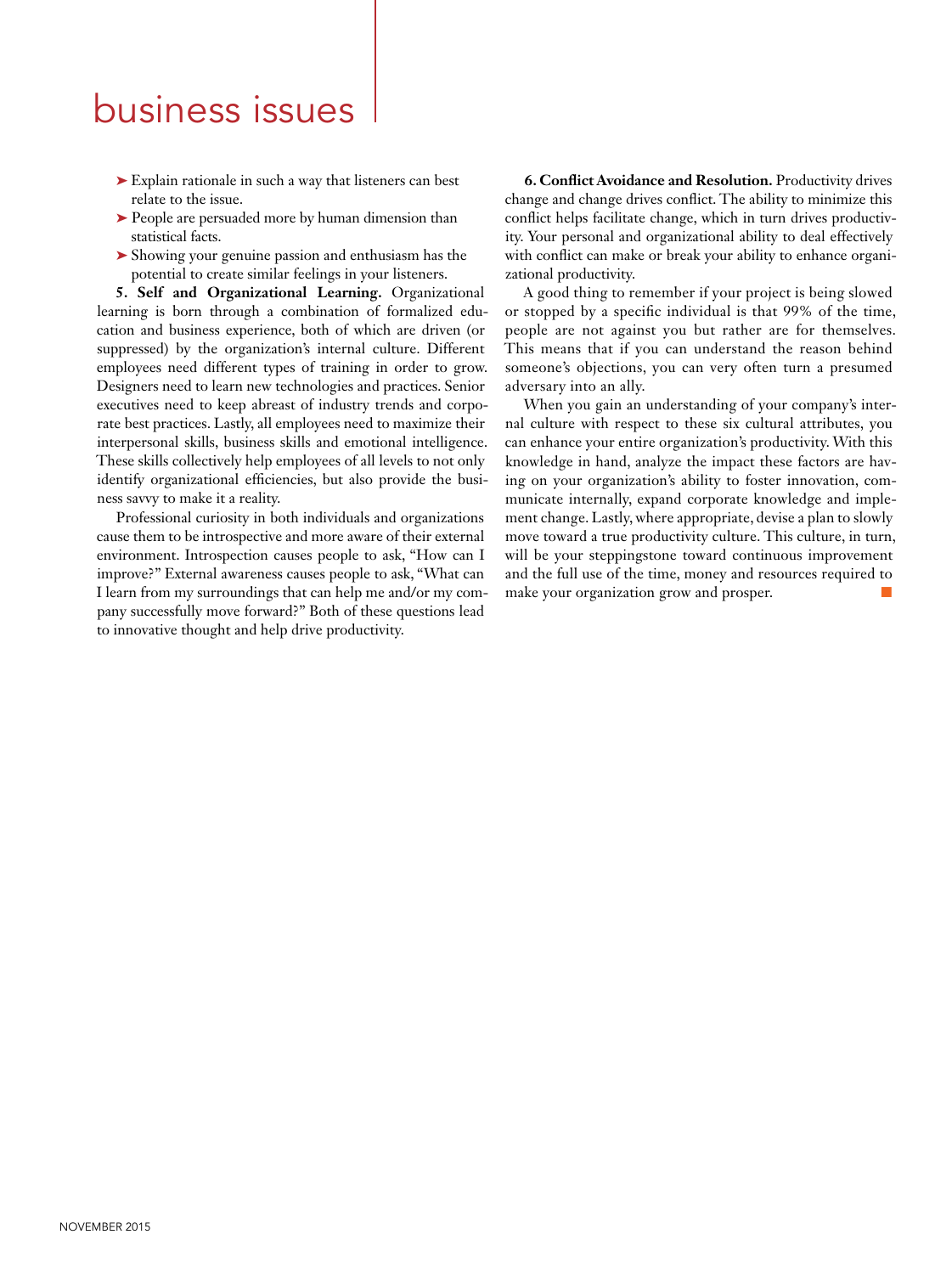- Explain rationale in such a way that listeners can best relate to the issue.
- People are persuaded more by human dimension than statistical facts.
- Showing your genuine passion and enthusiasm has the potential to create similar feelings in your listeners.

**5. Self and Organizational Learning.** Organizational learning is born through a combination of formalized education and business experience, both of which are driven (or suppressed) by the organization's internal culture. Different employees need different types of training in order to grow. Designers need to learn new technologies and practices. Senior executives need to keep abreast of industry trends and corporate best practices. Lastly, all employees need to maximize their interpersonal skills, business skills and emotional intelligence. These skills collectively help employees of all levels to not only identify organizational efficiencies, but also provide the business savvy to make it a reality.

Professional curiosity in both individuals and organizations cause them to be introspective and more aware of their external environment. Introspection causes people to ask, "How can I improve?" External awareness causes people to ask, "What can I learn from my surroundings that can help me and/or my company successfully move forward?" Both of these questions lead to innovative thought and help drive productivity.

**6. Conflict Avoidance and Resolution.** Productivity drives change and change drives conflict. The ability to minimize this conflict helps facilitate change, which in turn drives productivity. Your personal and organizational ability to deal effectively with conflict can make or break your ability to enhance organizational productivity.

A good thing to remember if your project is being slowed or stopped by a specific individual is that 99% of the time, people are not against you but rather are for themselves. This means that if you can understand the reason behind someone's objections, you can very often turn a presumed adversary into an ally.

When you gain an understanding of your company's internal culture with respect to these six cultural attributes, you can enhance your entire organization's productivity. With this knowledge in hand, analyze the impact these factors are having on your organization's ability to foster innovation, communicate internally, expand corporate knowledge and implement change. Lastly, where appropriate, devise a plan to slowly move toward a true productivity culture. This culture, in turn, will be your steppingstone toward continuous improvement and the full use of the time, money and resources required to make your organization grow and prosper.